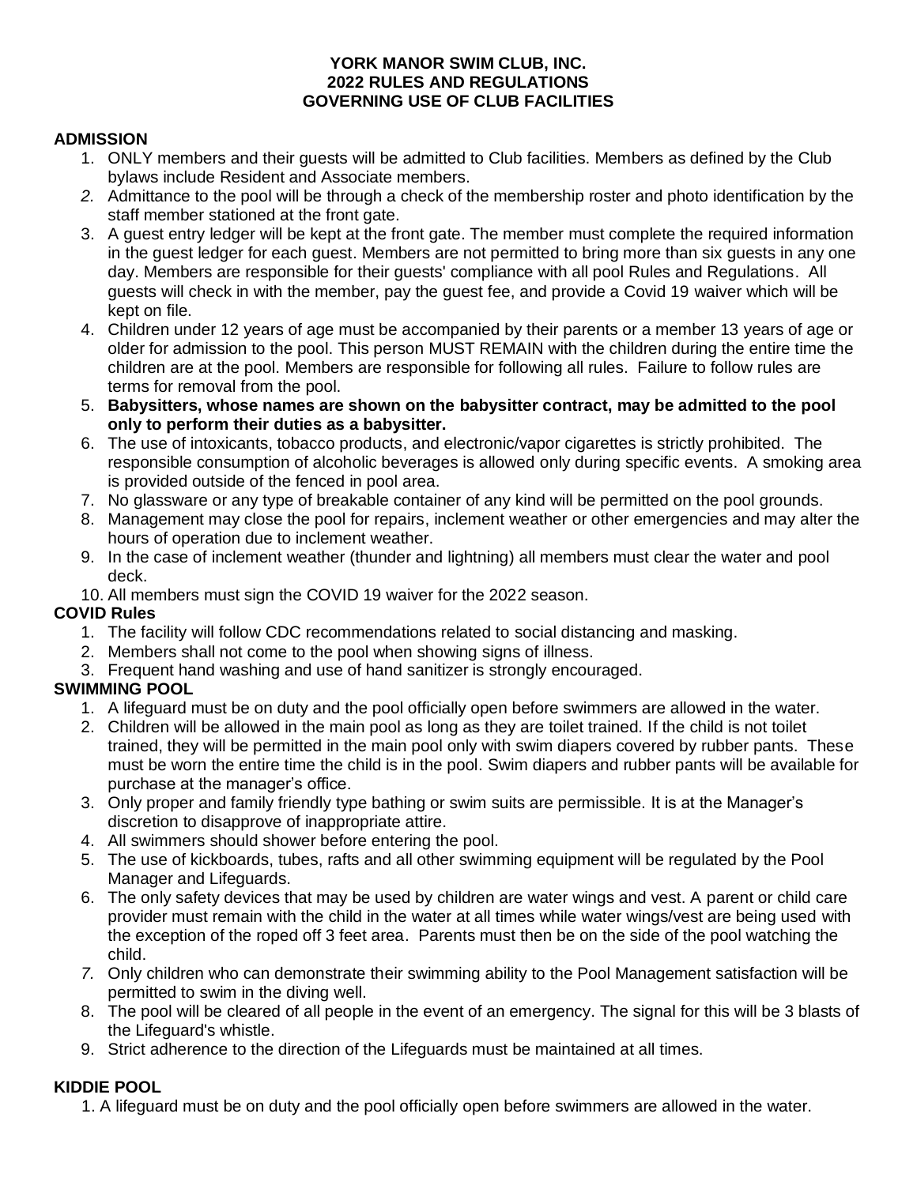# YORK MANOR SWIM CLUB, INC.
# 2022 RULES AND REGULATIONS
# GOVERNING USE OF CLUB FACILITIES

## ADMISSION

1. ONLY members and their guests will be admitted to Club facilities. Members as defined by the Club bylaws include Resident and Associate members.
2. Admittance to the pool will be through a check of the membership roster and photo identification by the staff member stationed at the front gate.
3. A guest entry ledger will be kept at the front gate. The member must complete the required information in the guest ledger for each guest. Members are not permitted to bring more than six guests in any one day. Members are responsible for their guests' compliance with all pool Rules and Regulations. All guests will check in with the member, pay the guest fee, and provide a Covid 19 waiver which will be kept on file.
4. Children under 12 years of age must be accompanied by their parents or a member 13 years of age or older for admission to the pool. This person MUST REMAIN with the children during the entire time the children are at the pool. Members are responsible for following all rules. Failure to follow rules are terms for removal from the pool.
5. **Babysitters, whose names are shown on the babysitter contract, may be admitted to the pool only to perform their duties as a babysitter.**
6. The use of intoxicants, tobacco products, and electronic/vapor cigarettes is strictly prohibited. The responsible consumption of alcoholic beverages is allowed only during specific events. A smoking area is provided outside of the fenced in pool area.
7. No glassware or any type of breakable container of any kind will be permitted on the pool grounds.
8. Management may close the pool for repairs, inclement weather or other emergencies and may alter the hours of operation due to inclement weather.
9. In the case of inclement weather (thunder and lightning) all members must clear the water and pool deck.
10. All members must sign the COVID 19 waiver for the 2022 season.

## COVID Rules

1. The facility will follow CDC recommendations related to social distancing and masking.
2. Members shall not come to the pool when showing signs of illness.
3. Frequent hand washing and use of hand sanitizer is strongly encouraged.

## SWIMMING POOL

1. A lifeguard must be on duty and the pool officially open before swimmers are allowed in the water.
2. Children will be allowed in the main pool as long as they are toilet trained. If the child is not toilet trained, they will be permitted in the main pool only with swim diapers covered by rubber pants. These must be worn the entire time the child is in the pool. Swim diapers and rubber pants will be available for purchase at the manager's office.
3. Only proper and family friendly type bathing or swim suits are permissible. It is at the Manager's discretion to disapprove of inappropriate attire.
4. All swimmers should shower before entering the pool.
5. The use of kickboards, tubes, rafts and all other swimming equipment will be regulated by the Pool Manager and Lifeguards.
6. The only safety devices that may be used by children are water wings and vest. A parent or child care provider must remain with the child in the water at all times while water wings/vest are being used with the exception of the roped off 3 feet area. Parents must then be on the side of the pool watching the child.
7. Only children who can demonstrate their swimming ability to the Pool Management satisfaction will be permitted to swim in the diving well.
8. The pool will be cleared of all people in the event of an emergency. The signal for this will be 3 blasts of the Lifeguard's whistle.
9. Strict adherence to the direction of the Lifeguards must be maintained at all times.

## KIDDIE POOL

1. A lifeguard must be on duty and the pool officially open before swimmers are allowed in the water.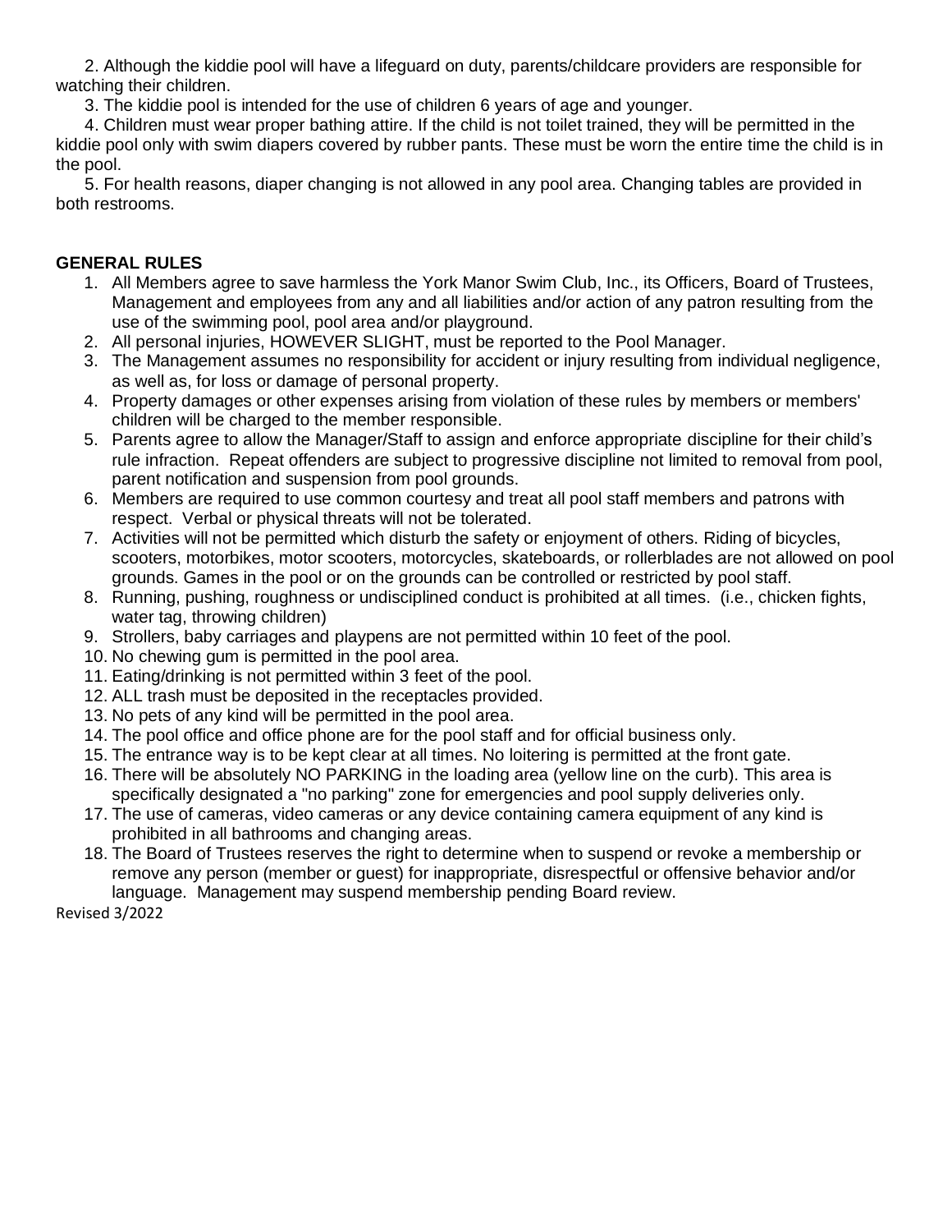2. Although the kiddie pool will have a lifeguard on duty, parents/childcare providers are responsible for watching their children.

3. The kiddie pool is intended for the use of children 6 years of age and younger.

4. Children must wear proper bathing attire. If the child is not toilet trained, they will be permitted in the kiddie pool only with swim diapers covered by rubber pants. These must be worn the entire time the child is in the pool.

5. For health reasons, diaper changing is not allowed in any pool area. Changing tables are provided in both restrooms.

## GENERAL RULES

1. All Members agree to save harmless the York Manor Swim Club, Inc., its Officers, Board of Trustees, Management and employees from any and all liabilities and/or action of any patron resulting from the use of the swimming pool, pool area and/or playground.
2. All personal injuries, HOWEVER SLIGHT, must be reported to the Pool Manager.
3. The Management assumes no responsibility for accident or injury resulting from individual negligence, as well as, for loss or damage of personal property.
4. Property damages or other expenses arising from violation of these rules by members or members' children will be charged to the member responsible.
5. Parents agree to allow the Manager/Staff to assign and enforce appropriate discipline for their child's rule infraction. Repeat offenders are subject to progressive discipline not limited to removal from pool, parent notification and suspension from pool grounds.
6. Members are required to use common courtesy and treat all pool staff members and patrons with respect. Verbal or physical threats will not be tolerated.
7. Activities will not be permitted which disturb the safety or enjoyment of others. Riding of bicycles, scooters, motorbikes, motor scooters, motorcycles, skateboards, or rollerblades are not allowed on pool grounds. Games in the pool or on the grounds can be controlled or restricted by pool staff.
8. Running, pushing, roughness or undisciplined conduct is prohibited at all times. (i.e., chicken fights, water tag, throwing children)
9. Strollers, baby carriages and playpens are not permitted within 10 feet of the pool.
10. No chewing gum is permitted in the pool area.
11. Eating/drinking is not permitted within 3 feet of the pool.
12. ALL trash must be deposited in the receptacles provided.
13. No pets of any kind will be permitted in the pool area.
14. The pool office and office phone are for the pool staff and for official business only.
15. The entrance way is to be kept clear at all times. No loitering is permitted at the front gate.
16. There will be absolutely NO PARKING in the loading area (yellow line on the curb). This area is specifically designated a "no parking" zone for emergencies and pool supply deliveries only.
17. The use of cameras, video cameras or any device containing camera equipment of any kind is prohibited in all bathrooms and changing areas.
18. The Board of Trustees reserves the right to determine when to suspend or revoke a membership or remove any person (member or guest) for inappropriate, disrespectful or offensive behavior and/or language. Management may suspend membership pending Board review.

Revised 3/2022